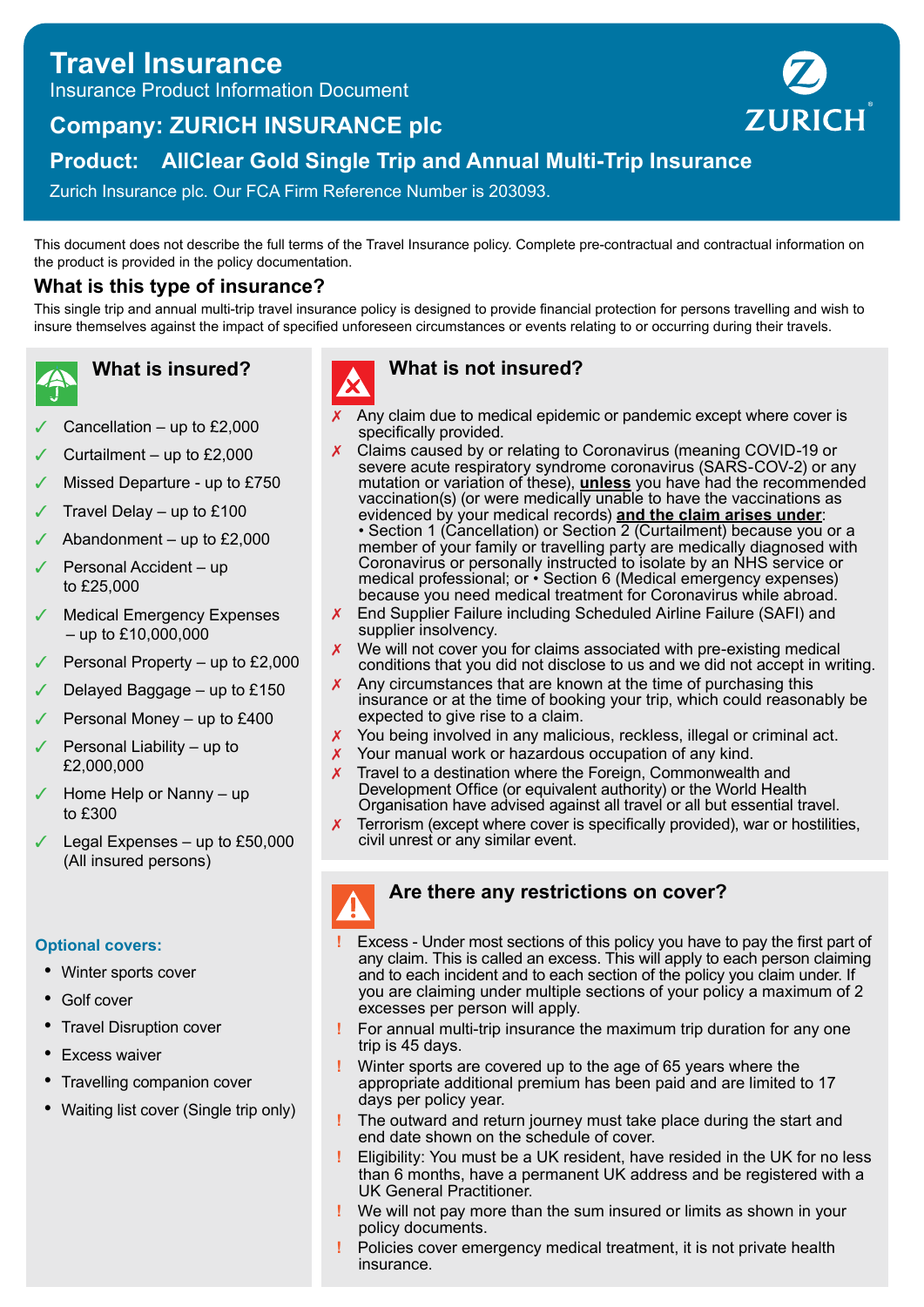# Travel Insurance

Insurance Product Information Document

## Company: ZURICH INSURANCE plc

## Product: AllClear Gold Single Trip and Annual Multi-Trip Insurance

Zurich Insurance plc. Our FCA Firm Reference Number is 203093.

ZURICH

This document does not describe the full terms of the Travel Insurance policy. Complete pre-contractual and contractual information on the product is provided in the policy documentation.

## What is this type of insurance?

This single trip and annual multi-trip travel insurance policy is designed to provide financial protection for persons travelling and wish to insure themselves against the impact of specified unforeseen circumstances or events relating to or occurring during their travels.

### What is insured?

- ✓ Cancellation – up to £2,000
- ✓ Curtailment – up to £2,000
- ✓ Missed Departure - up to £750
- ✓ Travel Delay – up to £100
- ✓ Abandonment – up to £2,000
- ✓ Personal Accident – up to £25,000
- ✓ Medical Emergency Expenses – up to £10,000,000
- ✓ Personal Property – up to £2,000
- ✓ Delayed Baggage – up to £150
- ✓ Personal Money – up to £400
- ✓ Personal Liability – up to £2,000,000
- ✓ Home Help or Nanny – up to £300
- ✓ Legal Expenses – up to £50,000 (All insured persons)

**Optional covers:**

- Winter sports cover
- Golf cover
- Travel Disruption cover
- Excess waiver
- Travelling companion cover
- Waiting list cover (Single trip only)

### What is not insured?

- ✗ Any claim due to medical epidemic or pandemic except where cover is specifically provided.
- ✗ Claims caused by or relating to Coronavirus (meaning COVID-19 or severe acute respiratory syndrome coronavirus (SARS-COV-2) or any mutation or variation of these), **unless** you have had the recommended vaccination(s) (or were medically unable to have the vaccinations as evidenced by your medical records) **and the claim arises under**:
  • Section 1 (Cancellation) or Section 2 (Curtailment) because you or a member of your family or travelling party are medically diagnosed with Coronavirus or personally instructed to isolate by an NHS service or medical professional; or • Section 6 (Medical emergency expenses) because you need medical treatment for Coronavirus while abroad.
- ✗ End Supplier Failure including Scheduled Airline Failure (SAFI) and supplier insolvency.
- ✗ We will not cover you for claims associated with pre-existing medical conditions that you did not disclose to us and we did not accept in writing.
- ✗ Any circumstances that are known at the time of purchasing this insurance or at the time of booking your trip, which could reasonably be expected to give rise to a claim.
- ✗ You being involved in any malicious, reckless, illegal or criminal act.
- ✗ Your manual work or hazardous occupation of any kind.
- ✗ Travel to a destination where the Foreign, Commonwealth and Development Office (or equivalent authority) or the World Health Organisation have advised against all travel or all but essential travel.
- ✗ Terrorism (except where cover is specifically provided), war or hostilities, civil unrest or any similar event.

### Are there any restrictions on cover?

- ! Excess - Under most sections of this policy you have to pay the first part of any claim. This is called an excess. This will apply to each person claiming and to each incident and to each section of the policy you claim under. If you are claiming under multiple sections of your policy a maximum of 2 excesses per person will apply.
- ! For annual multi-trip insurance the maximum trip duration for any one trip is 45 days.
- ! Winter sports are covered up to the age of 65 years where the appropriate additional premium has been paid and are limited to 17 days per policy year.
- ! The outward and return journey must take place during the start and end date shown on the schedule of cover.
- ! Eligibility: You must be a UK resident, have resided in the UK for no less than 6 months, have a permanent UK address and be registered with a UK General Practitioner.
- ! We will not pay more than the sum insured or limits as shown in your policy documents.
- ! Policies cover emergency medical treatment, it is not private health insurance.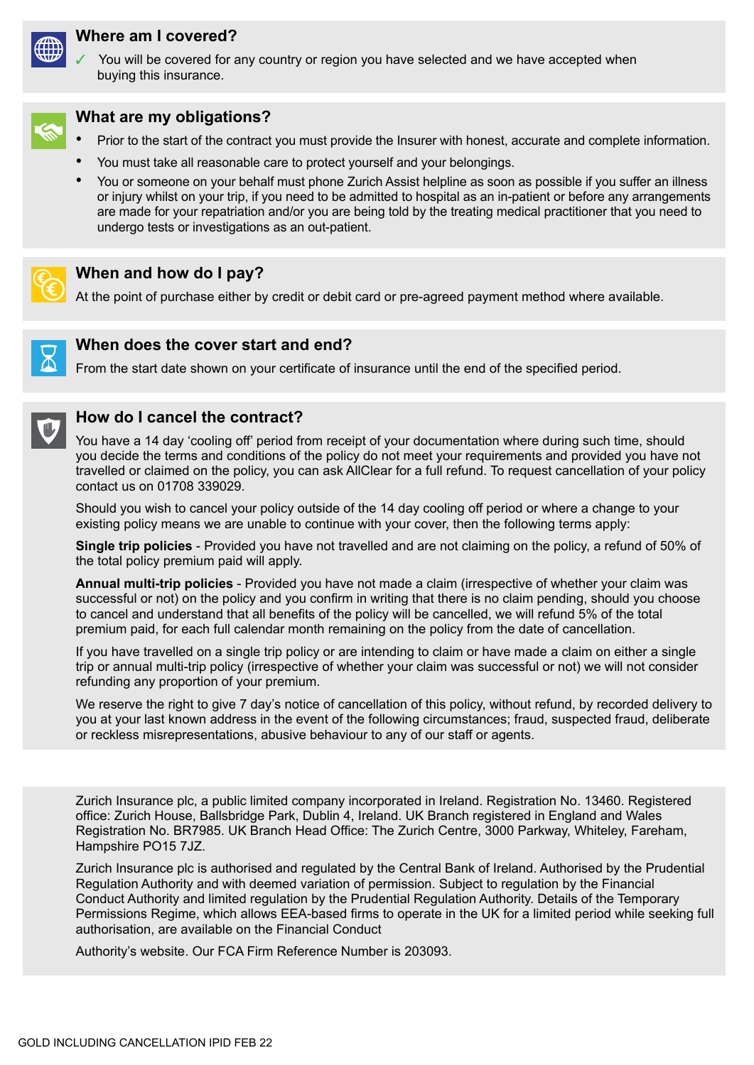## Where am I covered?

✓ You will be covered for any country or region you have selected and we have accepted when buying this insurance.

## What are my obligations?

- Prior to the start of the contract you must provide the Insurer with honest, accurate and complete information.
- You must take all reasonable care to protect yourself and your belongings.
- You or someone on your behalf must phone Zurich Assist helpline as soon as possible if you suffer an illness or injury whilst on your trip, if you need to be admitted to hospital as an in-patient or before any arrangements are made for your repatriation and/or you are being told by the treating medical practitioner that you need to undergo tests or investigations as an out-patient.

## When and how do I pay?

At the point of purchase either by credit or debit card or pre-agreed payment method where available.

## When does the cover start and end?

From the start date shown on your certificate of insurance until the end of the specified period.

## How do I cancel the contract?

You have a 14 day 'cooling off' period from receipt of your documentation where during such time, should you decide the terms and conditions of the policy do not meet your requirements and provided you have not travelled or claimed on the policy, you can ask AllClear for a full refund. To request cancellation of your policy contact us on 01708 339029.

Should you wish to cancel your policy outside of the 14 day cooling off period or where a change to your existing policy means we are unable to continue with your cover, then the following terms apply:

**Single trip policies** - Provided you have not travelled and are not claiming on the policy, a refund of 50% of the total policy premium paid will apply.

**Annual multi-trip policies** - Provided you have not made a claim (irrespective of whether your claim was successful or not) on the policy and you confirm in writing that there is no claim pending, should you choose to cancel and understand that all benefits of the policy will be cancelled, we will refund 5% of the total premium paid, for each full calendar month remaining on the policy from the date of cancellation.

If you have travelled on a single trip policy or are intending to claim or have made a claim on either a single trip or annual multi-trip policy (irrespective of whether your claim was successful or not) we will not consider refunding any proportion of your premium.

We reserve the right to give 7 day's notice of cancellation of this policy, without refund, by recorded delivery to you at your last known address in the event of the following circumstances; fraud, suspected fraud, deliberate or reckless misrepresentations, abusive behaviour to any of our staff or agents.

Zurich Insurance plc, a public limited company incorporated in Ireland. Registration No. 13460. Registered office: Zurich House, Ballsbridge Park, Dublin 4, Ireland. UK Branch registered in England and Wales Registration No. BR7985. UK Branch Head Office: The Zurich Centre, 3000 Parkway, Whiteley, Fareham, Hampshire PO15 7JZ.

Zurich Insurance plc is authorised and regulated by the Central Bank of Ireland. Authorised by the Prudential Regulation Authority and with deemed variation of permission. Subject to regulation by the Financial Conduct Authority and limited regulation by the Prudential Regulation Authority. Details of the Temporary Permissions Regime, which allows EEA-based firms to operate in the UK for a limited period while seeking full authorisation, are available on the Financial Conduct

Authority's website. Our FCA Firm Reference Number is 203093.

GOLD INCLUDING CANCELLATION IPID FEB 22